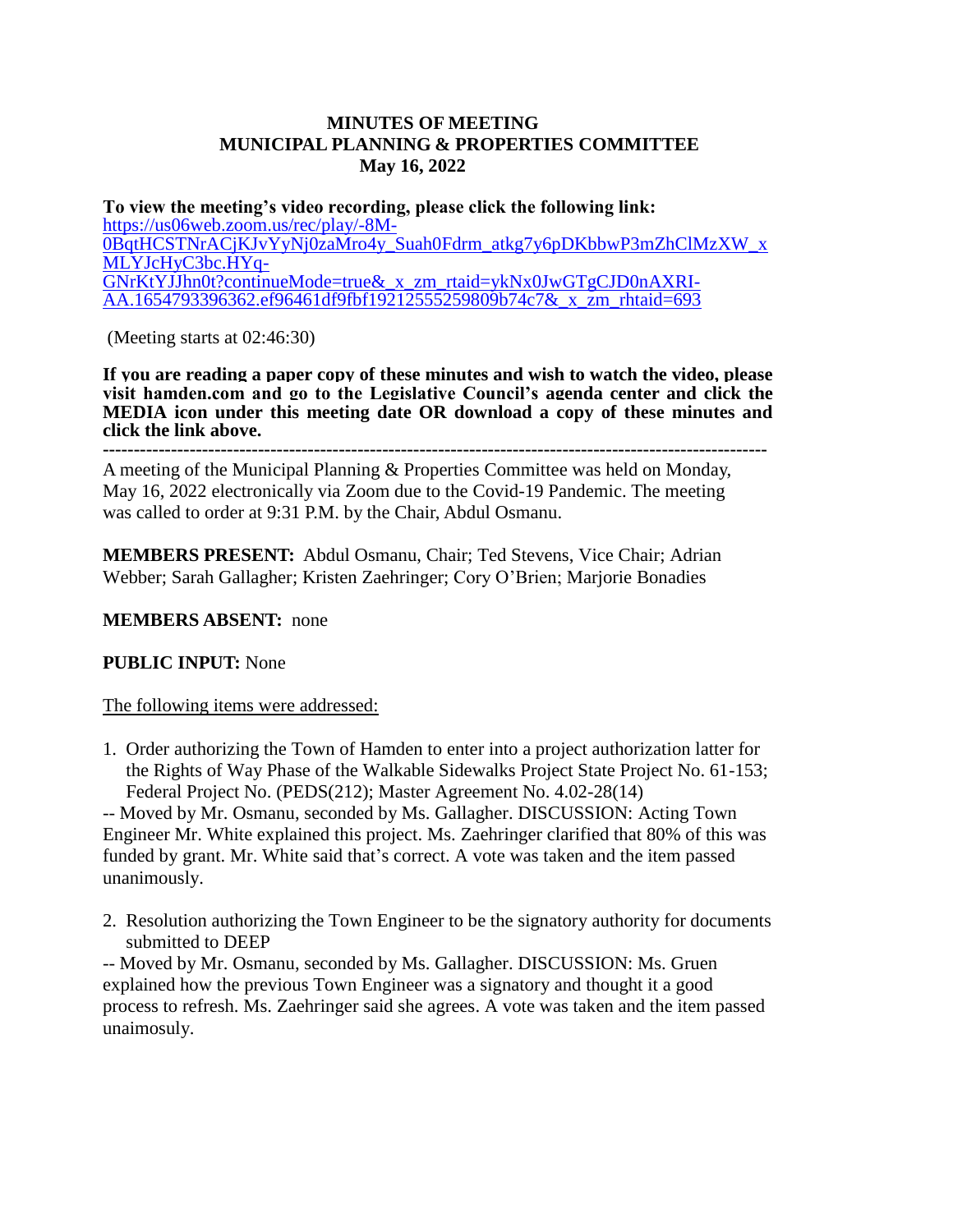**MINUTES OF MEETING**
**MUNICIPAL PLANNING & PROPERTIES COMMITTEE**
**May 16, 2022**

**To view the meeting's video recording, please click the following link:**
https://us06web.zoom.us/rec/play/-8M-0BqtHCSTNrACjKJvYyNj0zaMro4y_Suah0Fdrm_atkg7y6pDKbbwP3mZhClMzXW_xMLYJcHyC3bc.HYq-GNrKtYJJhn0t?continueMode=true&_x_zm_rtaid=ykNx0JwGTgCJD0nAXRI-AA.1654793396362.ef96461df9fbf19212555259809b74c7&_x_zm_rhtaid=693

(Meeting starts at 02:46:30)

**If you are reading a paper copy of these minutes and wish to watch the video, please visit hamden.com and go to the Legislative Council's agenda center and click the MEDIA icon under this meeting date OR download a copy of these minutes and click the link above.**

---

A meeting of the Municipal Planning & Properties Committee was held on Monday, May 16, 2022 electronically via Zoom due to the Covid-19 Pandemic. The meeting was called to order at 9:31 P.M. by the Chair, Abdul Osmanu.

**MEMBERS PRESENT:** Abdul Osmanu, Chair; Ted Stevens, Vice Chair; Adrian Webber; Sarah Gallagher; Kristen Zaehringer; Cory O'Brien; Marjorie Bonadies

**MEMBERS ABSENT:** none

**PUBLIC INPUT:** None

The following items were addressed:

1. Order authorizing the Town of Hamden to enter into a project authorization latter for the Rights of Way Phase of the Walkable Sidewalks Project State Project No. 61-153; Federal Project No. (PEDS(212); Master Agreement No. 4.02-28(14)

-- Moved by Mr. Osmanu, seconded by Ms. Gallagher. DISCUSSION: Acting Town Engineer Mr. White explained this project. Ms. Zaehringer clarified that 80% of this was funded by grant. Mr. White said that's correct. A vote was taken and the item passed unanimously.

2. Resolution authorizing the Town Engineer to be the signatory authority for documents submitted to DEEP

-- Moved by Mr. Osmanu, seconded by Ms. Gallagher. DISCUSSION: Ms. Gruen explained how the previous Town Engineer was a signatory and thought it a good process to refresh. Ms. Zaehringer said she agrees. A vote was taken and the item passed unaimosuly.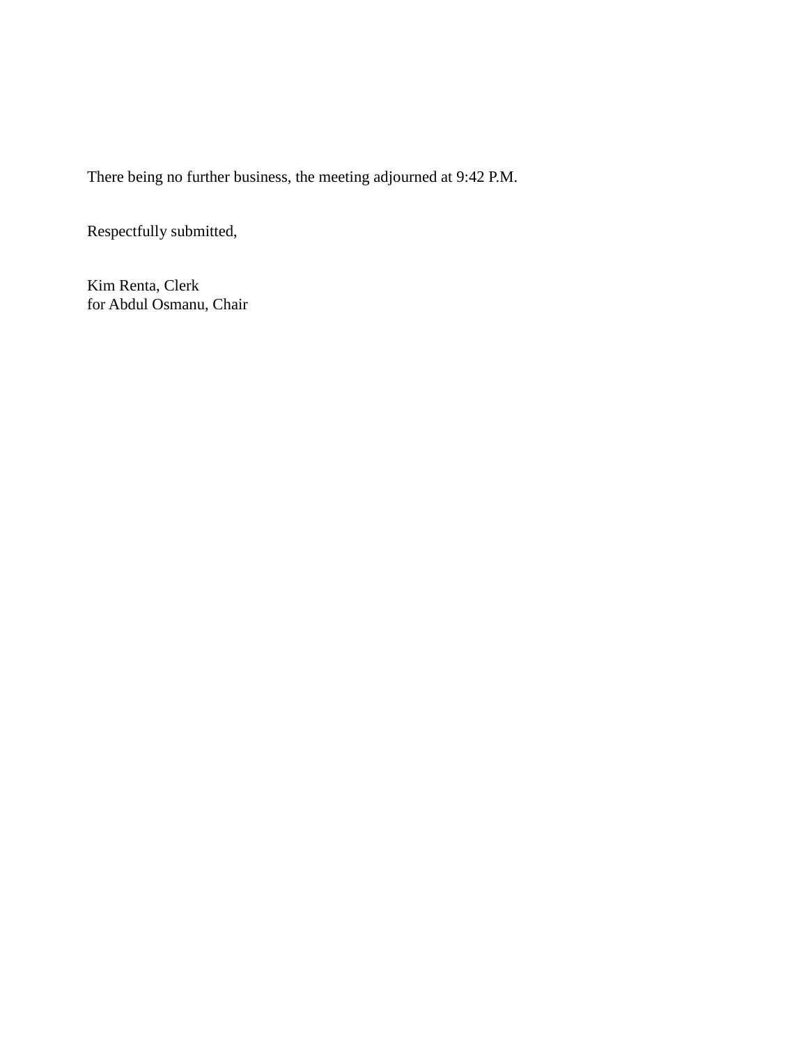There being no further business, the meeting adjourned at 9:42 P.M.

Respectfully submitted,

Kim Renta, Clerk  
for Abdul Osmanu, Chair